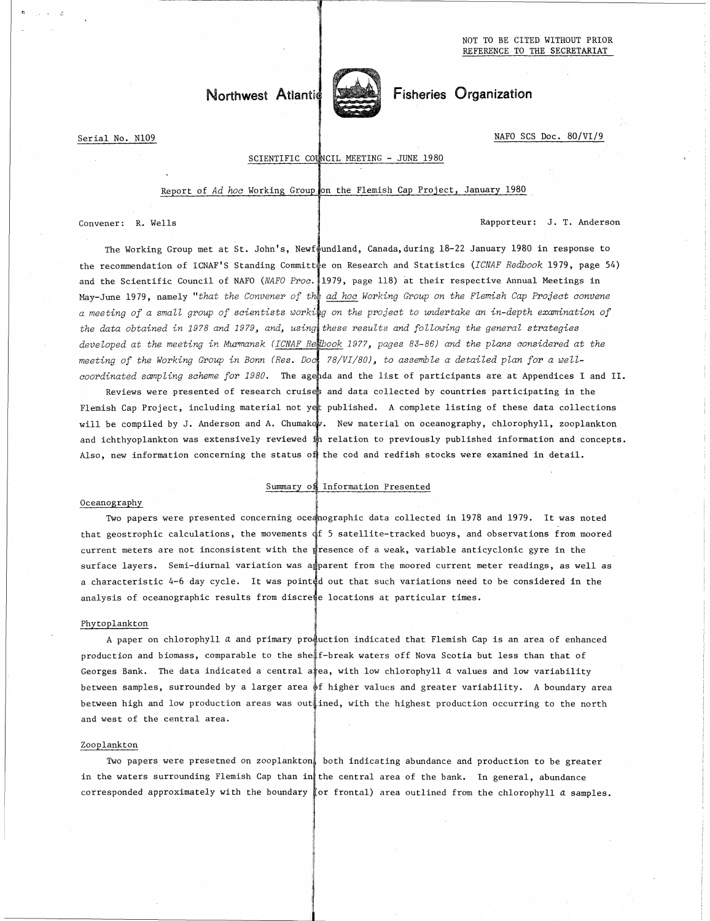NOT TO BE CITED WITHOUT PRIOR REFERENCE TO THE SECRETARIAT

# Northwest Atlantic Fisheries Organization

Serial No. N109

NAFO SCS Doc. 80/VI/9

SCIENTIFIC COUNCIL MEETING - JUNE 1980

## Report of *Ad hoc* Working Group on the Flemish Cap Project, January 1980

Convener: R. Wells

Rapporteur: J. T. Anderson

The Working Group met at St. John's, Newfoundland, Canada, during 18-22 January 1980 in response to the recommendation of ICNAF'S Standing Committee on Research and Statistics (*ICNAF Redbook* 1979, page 54) and the Scientific Council of NAFO (*NAFO Proc.* 1979, page 118) at their respective Annual Meetings in May-June 1979, namely "*that the Convener of the ad hoc Working Group on the Flemish Cap Project convene a meeting of a small group of scientists working on the project to undertake an in-depth examination of the data obtained in 1978 and 1979, and, using these results and following the general strategies developed at the meeting in Murmansk (ICNAF Redbook 1977, pages 83-86) and the plans considered at the meeting of the Working Group in Bonn (Res. Doc. 78/VI/80), to assemble a detailed plan for a well-coordinated sampling scheme for 1980.* The agenda and the list of participants are at Appendices I and II.

Reviews were presented of research cruises and data collected by countries participating in the Flemish Cap Project, including material not yet published. A complete listing of these data collections will be compiled by J. Anderson and A. Chumakov. New material on oceanography, chlorophyll, zooplankton and ichthyoplankton was extensively reviewed in relation to previously published information and concepts. Also, new information concerning the status of the cod and redfish stocks were examined in detail.

## Summary of Information Presented

### Oceanography

Two papers were presented concerning oceanographic data collected in 1978 and 1979. It was noted that geostrophic calculations, the movements of 5 satellite-tracked buoys, and observations from moored current meters are not inconsistent with the presence of a weak, variable anticyclonic gyre in the surface layers. Semi-diurnal variation was apparent from the moored current meter readings, as well as a characteristic 4-6 day cycle. It was pointed out that such variations need to be considered in the analysis of oceanographic results from discrete locations at particular times.

### Phytoplankton

A paper on chlorophyll *a* and primary production indicated that Flemish Cap is an area of enhanced production and biomass, comparable to the shelf-break waters off Nova Scotia but less than that of Georges Bank. The data indicated a central area, with low chlorophyll *a* values and low variability between samples, surrounded by a larger area of higher values and greater variability. A boundary area between high and low production areas was outlined, with the highest production occurring to the north and west of the central area.

### Zooplankton

Two papers were presetned on zooplankton, both indicating abundance and production to be greater in the waters surrounding Flemish Cap than in the central area of the bank. In general, abundance corresponded approximately with the boundary (or frontal) area outlined from the chlorophyll *a* samples.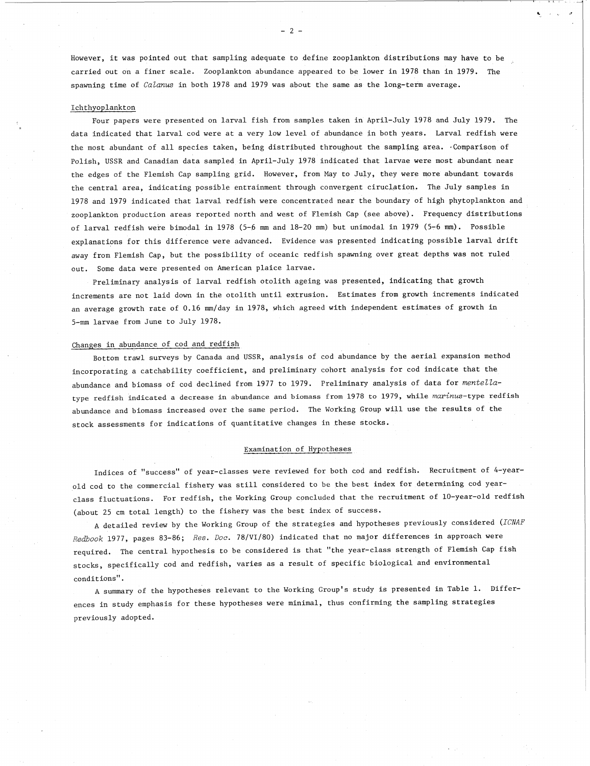However, it was pointed out that sampling adequate to define zooplankton distributions may have to be carried out on a finer scale. Zooplankton abundance appeared to be lower in 1978 than in 1979. The spawning time of *Calanus* in both 1978 and 1979 was about the same as the long-term average.

### Ichthyoplankton

Four papers were presented on larval fish from samples taken in April-July 1978 and July 1979. The data indicated that larval cod were at a very low level of abundance in both years. Larval redfish were the most abundant of all species taken, being distributed throughout the sampling area. Comparison of Polish, USSR and Canadian data sampled in April-July 1978 indicated that larvae were most abundant near the edges of the Flemish Cap sampling grid. However, from May to July, they were more abundant towards the central area, indicating possible entrainment through convergent ciruclation. The July samples in 1978 and 1979 indicated that larval redfish were concentrated near the boundary of high phytoplankton and zooplankton production areas reported north and west of Flemish Cap (see above). Frequency distributions of larval redfish were bimodal in 1978 (5-6 mm and 18-20 mm) but unimodal in 1979 (5-6 mm). Possible explanations for this difference were advanced. Evidence was presented indicating possible larval drift away from Flemish Cap, but the possibility of oceanic redfish spawning over great depths was not ruled out. Some data were presented on American plaice larvae.

Preliminary analysis of larval redfish otolith ageing was presented, indicating that growth increments are not laid down in the otolith until extrusion. Estimates from growth increments indicated an average growth rate of 0.16 mm/day in 1978, which agreed with independent estimates of growth in 5-mm larvae from June to July 1978.

### Changes in abundance of cod and redfish

Bottom trawl surveys by Canada and USSR, analysis of cod abundance by the aerial expansion method incorporating a catchability coefficient, and preliminary cohort analysis for cod indicate that the abundance and biomass of cod declined from 1977 to 1979. Preliminary analysis of data for *mentella*-type redfish indicated a decrease in abundance and biomass from 1978 to 1979, while *marinus*-type redfish abundance and biomass increased over the same period. The Working Group will use the results of the stock assessments for indications of quantitative changes in these stocks.

## Examination of Hypotheses

Indices of "success" of year-classes were reviewed for both cod and redfish. Recruitment of 4-year-old cod to the commercial fishery was still considered to be the best index for determining cod year-class fluctuations. For redfish, the Working Group concluded that the recruitment of 10-year-old redfish (about 25 cm total length) to the fishery was the best index of success.

A detailed review by the Working Group of the strategies and hypotheses previously considered (*ICNAF Redbook* 1977, pages 83-86; *Res. Doc.* 78/VI/80) indicated that no major differences in approach were required. The central hypothesis to be considered is that "the year-class strength of Flemish Cap fish stocks, specifically cod and redfish, varies as a result of specific biological and environmental conditions".

A summary of the hypotheses relevant to the Working Group's study is presented in Table 1. Differences in study emphasis for these hypotheses were minimal, thus confirming the sampling strategies previously adopted.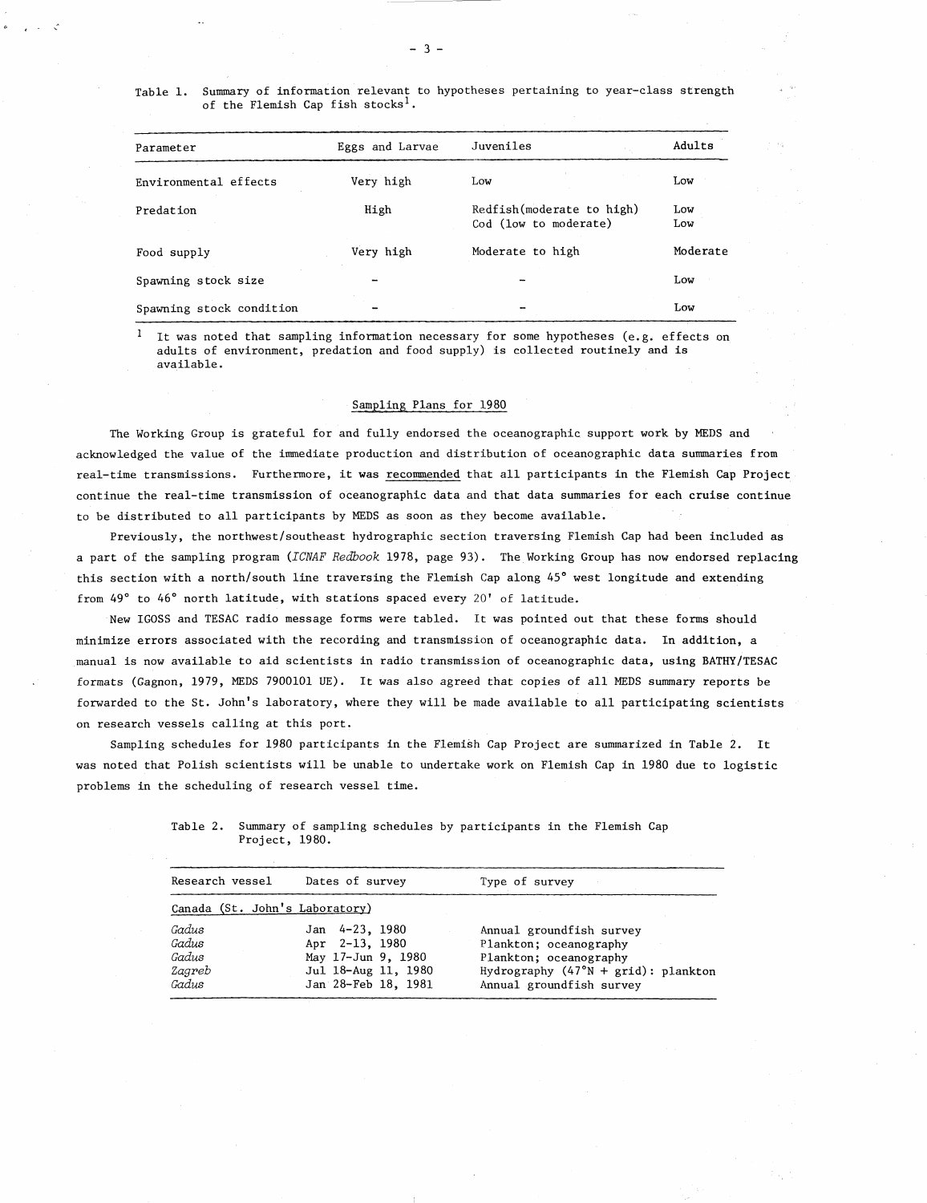Table 1. Summary of information relevant to hypotheses pertaining to year-class strength of the Flemish Cap fish stocks[1].

| Parameter | Eggs and Larvae | Juveniles | Adults |
|---|---|---|---|
| Environmental effects | Very high | Low | Low |
| Predation | High | Redfish(moderate to high)<br>Cod (low to moderate) | Low<br>Low |
| Food supply | Very high | Moderate to high | Moderate |
| Spawning stock size | - | - | Low |
| Spawning stock condition | - | - | Low |

[1] It was noted that sampling information necessary for some hypotheses (e.g. effects on adults of environment, predation and food supply) is collected routinely and is available.

## Sampling Plans for 1980

The Working Group is grateful for and fully endorsed the oceanographic support work by MEDS and acknowledged the value of the immediate production and distribution of oceanographic data summaries from real-time transmissions. Furthermore, it was recommended that all participants in the Flemish Cap Project continue the real-time transmission of oceanographic data and that data summaries for each cruise continue to be distributed to all participants by MEDS as soon as they become available.

Previously, the northwest/southeast hydrographic section traversing Flemish Cap had been included as a part of the sampling program (*ICNAF Redbook* 1978, page 93). The Working Group has now endorsed replacing this section with a north/south line traversing the Flemish Cap along 45° west longitude and extending from 49° to 46° north latitude, with stations spaced every 20' of latitude.

New IGOSS and TESAC radio message forms were tabled. It was pointed out that these forms should minimize errors associated with the recording and transmission of oceanographic data. In addition, a manual is now available to aid scientists in radio transmission of oceanographic data, using BATHY/TESAC formats (Gagnon, 1979, MEDS 7900101 UE). It was also agreed that copies of all MEDS summary reports be forwarded to the St. John's laboratory, where they will be made available to all participating scientists on research vessels calling at this port.

Sampling schedules for 1980 participants in the Flemish Cap Project are summarized in Table 2. It was noted that Polish scientists will be unable to undertake work on Flemish Cap in 1980 due to logistic problems in the scheduling of research vessel time.

Table 2. Summary of sampling schedules by participants in the Flemish Cap Project, 1980.

| Research vessel | Dates of survey | Type of survey |
|---|---|---|
| Canada (St. John's Laboratory) | | |
| *Gadus* | Jan 4-23, 1980 | Annual groundfish survey |
| *Gadus* | Apr 2-13, 1980 | Plankton; oceanography |
| *Gadus* | May 17-Jun 9, 1980 | Plankton; oceanography |
| *Zagreb* | Jul 18-Aug 11, 1980 | Hydrography (47°N + grid): plankton |
| *Gadus* | Jan 28-Feb 18, 1981 | Annual groundfish survey |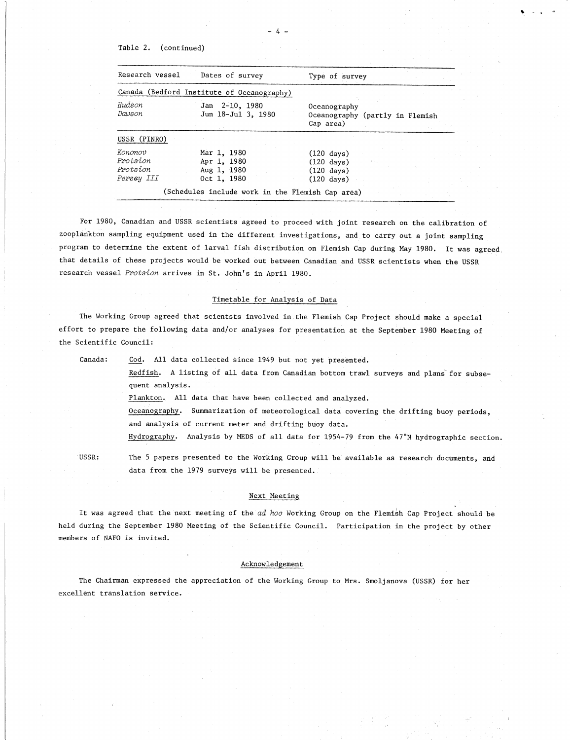Table 2. (continued)

| Research vessel | Dates of survey | Type of survey |
|---|---|---|
| Canada (Bedford Institute of Oceanography) | | |
| *Hudson* | Jan 2-10, 1980 | Oceanography |
| *Dawson* | Jun 18-Jul 3, 1980 | Oceanography (partly in Flemish Cap area) |
| USSR (PINRO) | | |
| *Kononov* | Mar 1, 1980 | (120 days) |
| *Protsion* | Apr 1, 1980 | (120 days) |
| *Protsion* | Aug 1, 1980 | (120 days) |
| *Persey III* | Oct 1, 1980 | (120 days) |
| | (Schedules include work in the Flemish Cap area) | |

For 1980, Canadian and USSR scientists agreed to proceed with joint research on the calibration of zooplankton sampling equipment used in the different investigations, and to carry out a joint sampling program to determine the extent of larval fish distribution on Flemish Cap during May 1980. It was agreed that details of these projects would be worked out between Canadian and USSR scientists when the USSR research vessel *Protsion* arrives in St. John's in April 1980.

## Timetable for Analysis of Data

The Working Group agreed that scientsts involved in the Flemish Cap Project should make a special effort to prepare the following data and/or analyses for presentation at the September 1980 Meeting of the Scientific Council:

Canada:

- Cod. All data collected since 1949 but not yet presented.
- Redfish. A listing of all data from Canadian bottom trawl surveys and plans for subsequent analysis.
- Plankton. All data that have been collected and analyzed.
- Oceanography. Summarization of meteorological data covering the drifting buoy periods, and analysis of current meter and drifting buoy data.
- Hydrography. Analysis by MEDS of all data for 1954-79 from the 47°N hydrographic section.

USSR: The 5 papers presented to the Working Group will be available as research documents, and data from the 1979 surveys will be presented.

## Next Meeting

It was agreed that the next meeting of the *ad hoc* Working Group on the Flemish Cap Project should be held during the September 1980 Meeting of the Scientific Council. Participation in the project by other members of NAFO is invited.

## Acknowledgement

The Chairman expressed the appreciation of the Working Group to Mrs. Smoljanova (USSR) for her excellent translation service.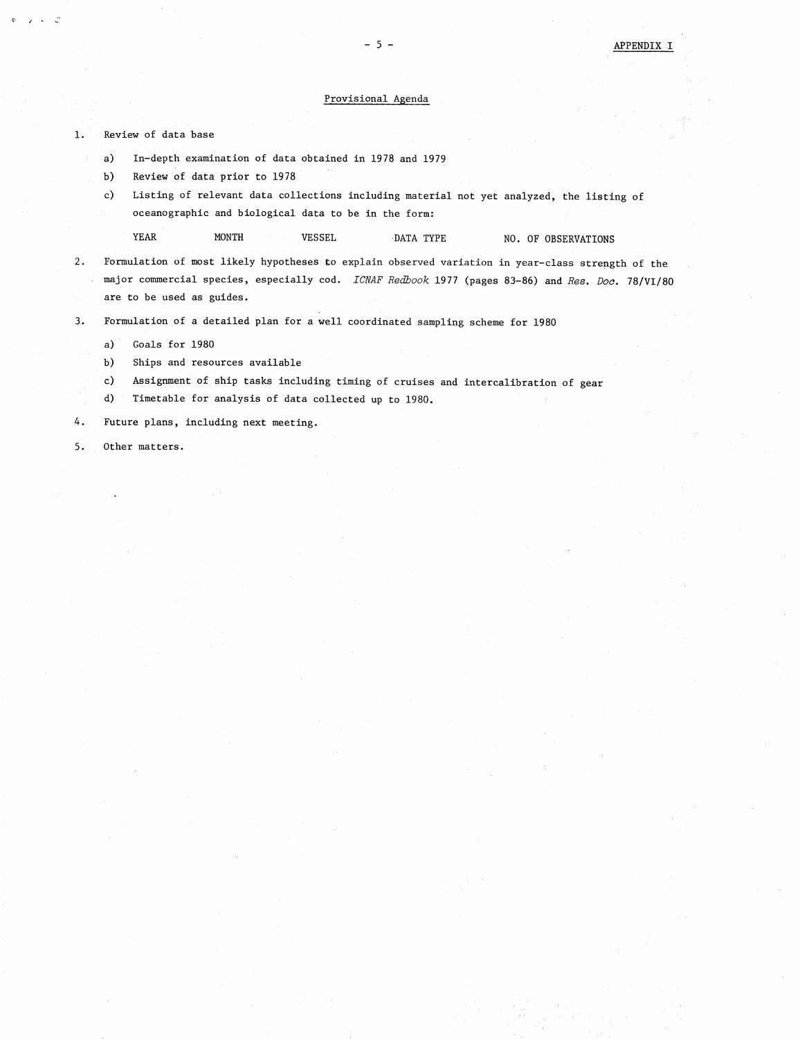APPENDIX I

## Provisional Agenda

1. Review of data base

   a) In-depth examination of data obtained in 1978 and 1979

   b) Review of data prior to 1978

   c) Listing of relevant data collections including material not yet analyzed, the listing of oceanographic and biological data to be in the form:

   | YEAR | MONTH | VESSEL | DATA TYPE | NO. OF OBSERVATIONS |
   |---|---|---|---|---|

2. Formulation of most likely hypotheses to explain observed variation in year-class strength of the major commercial species, especially cod. *ICNAF Redbook* 1977 (pages 83-86) and *Res. Doc.* 78/VI/80 are to be used as guides.

3. Formulation of a detailed plan for a well coordinated sampling scheme for 1980

   a) Goals for 1980

   b) Ships and resources available

   c) Assignment of ship tasks including timing of cruises and intercalibration of gear

   d) Timetable for analysis of data collected up to 1980.

4. Future plans, including next meeting.

5. Other matters.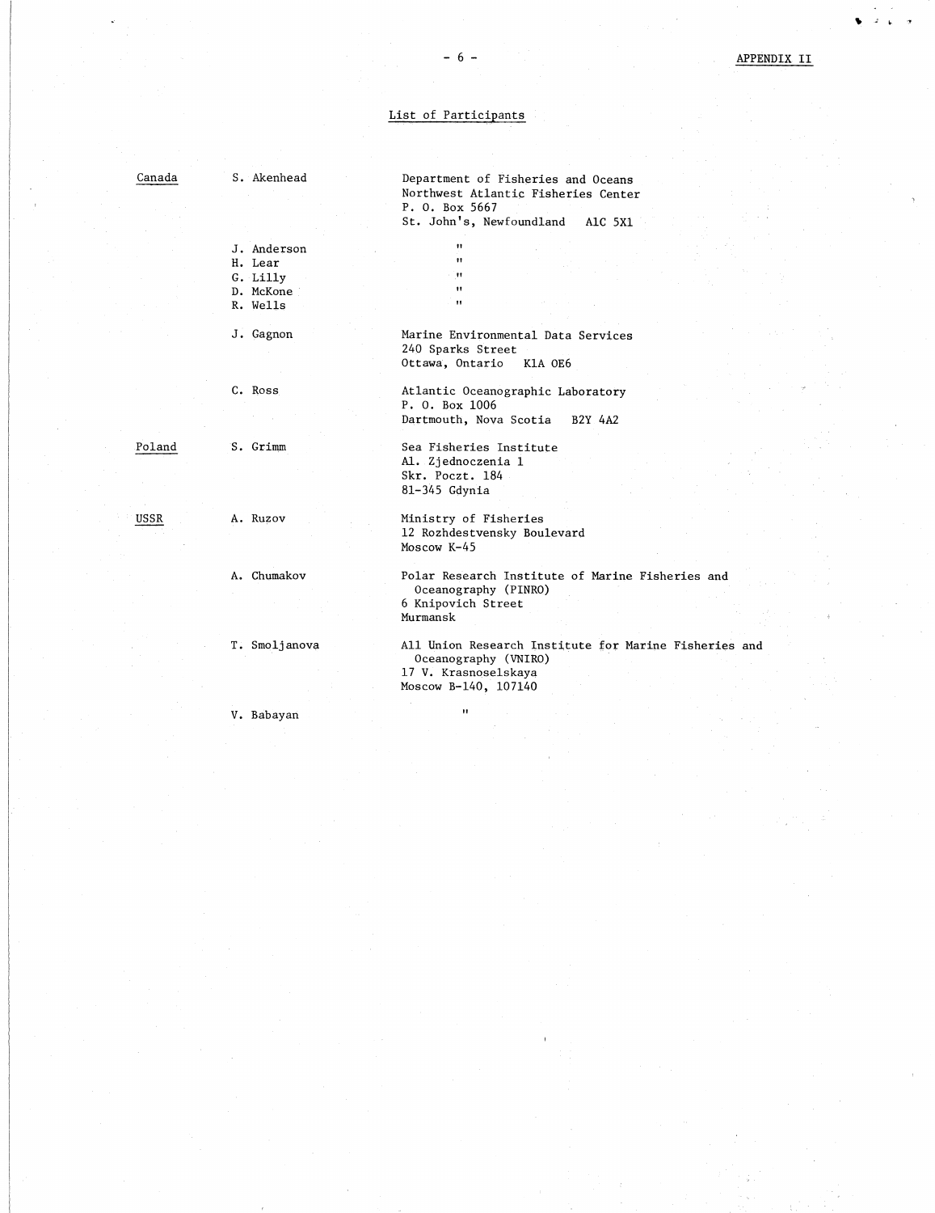APPENDIX II

## List of Participants

| | | |
|---|---|---|
| Canada | S. Akenhead | Department of Fisheries and Oceans<br>Northwest Atlantic Fisheries Center<br>P. O. Box 5667<br>St. John's, Newfoundland A1C 5X1 |
| | J. Anderson | " |
| | H. Lear | " |
| | G. Lilly | " |
| | D. McKone | " |
| | R. Wells | " |
| | J. Gagnon | Marine Environmental Data Services<br>240 Sparks Street<br>Ottawa, Ontario K1A 0E6 |
| | C. Ross | Atlantic Oceanographic Laboratory<br>P. O. Box 1006<br>Dartmouth, Nova Scotia B2Y 4A2 |
| Poland | S. Grimm | Sea Fisheries Institute<br>Al. Zjednoczenia 1<br>Skr. Poczt. 184<br>81-345 Gdynia |
| USSR | A. Ruzov | Ministry of Fisheries<br>12 Rozhdestvensky Boulevard<br>Moscow K-45 |
| | A. Chumakov | Polar Research Institute of Marine Fisheries and Oceanography (PINRO)<br>6 Knipovich Street<br>Murmansk |
| | T. Smoljanova | All Union Research Institute for Marine Fisheries and Oceanography (VNIRO)<br>17 V. Krasnoselskaya<br>Moscow B-140, 107140 |
| | V. Babayan | " |